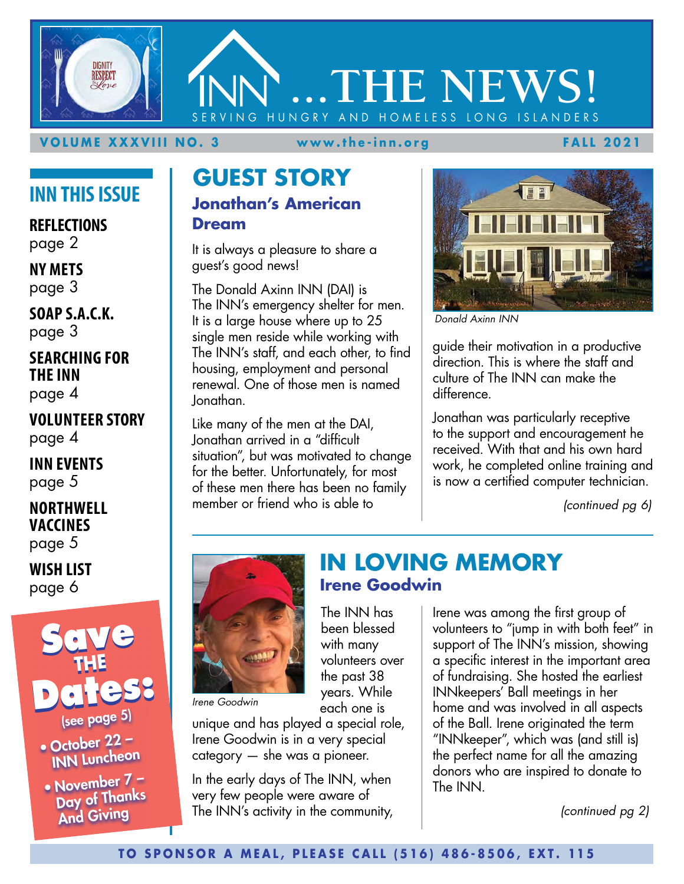# INN ...THE NEWS!

SERVING HUNGRY AND HOMELESS LONG ISLANDERS

**VOLUME XXXVIII NO. 3** | **www.the-inn.org** | **FALL 2021**

## INN THIS ISSUE

**REFLECTIONS**
page 2

**NY METS**
page 3

**SOAP S.A.C.K.**
page 3

**SEARCHING FOR THE INN**
page 4

**VOLUNTEER STORY**
page 4

**INN EVENTS**
page 5

**NORTHWELL VACCINES**
page 5

**WISH LIST**
page 6

**Save THE Dates:**
(see page 5)

- October 22 – INN Luncheon
- November 7 – Day of Thanks And Giving

## GUEST STORY

### Jonathan's American Dream

It is always a pleasure to share a guest's good news!

The Donald Axinn INN (DAI) is The INN's emergency shelter for men. It is a large house where up to 25 single men reside while working with The INN's staff, and each other, to find housing, employment and personal renewal. One of those men is named Jonathan.

Like many of the men at the DAI, Jonathan arrived in a "difficult situation", but was motivated to change for the better. Unfortunately, for most of these men there has been no family member or friend who is able to guide their motivation in a productive direction. This is where the staff and culture of The INN can make the difference.

*Donald Axinn INN*

Jonathan was particularly receptive to the support and encouragement he received. With that and his own hard work, he completed online training and is now a certified computer technician.

*(continued pg 6)*

## IN LOVING MEMORY

### Irene Goodwin

*Irene Goodwin*

The INN has been blessed with many volunteers over the past 38 years. While each one is unique and has played a special role, Irene Goodwin is in a very special category — she was a pioneer.

In the early days of The INN, when very few people were aware of The INN's activity in the community, Irene was among the first group of volunteers to "jump in with both feet" in support of The INN's mission, showing a specific interest in the important area of fundraising. She hosted the earliest INNkeepers' Ball meetings in her home and was involved in all aspects of the Ball. Irene originated the term "INNkeeper", which was (and still is) the perfect name for all the amazing donors who are inspired to donate to The INN.

*(continued pg 2)*

**TO SPONSOR A MEAL, PLEASE CALL (516) 486-8506, EXT. 115**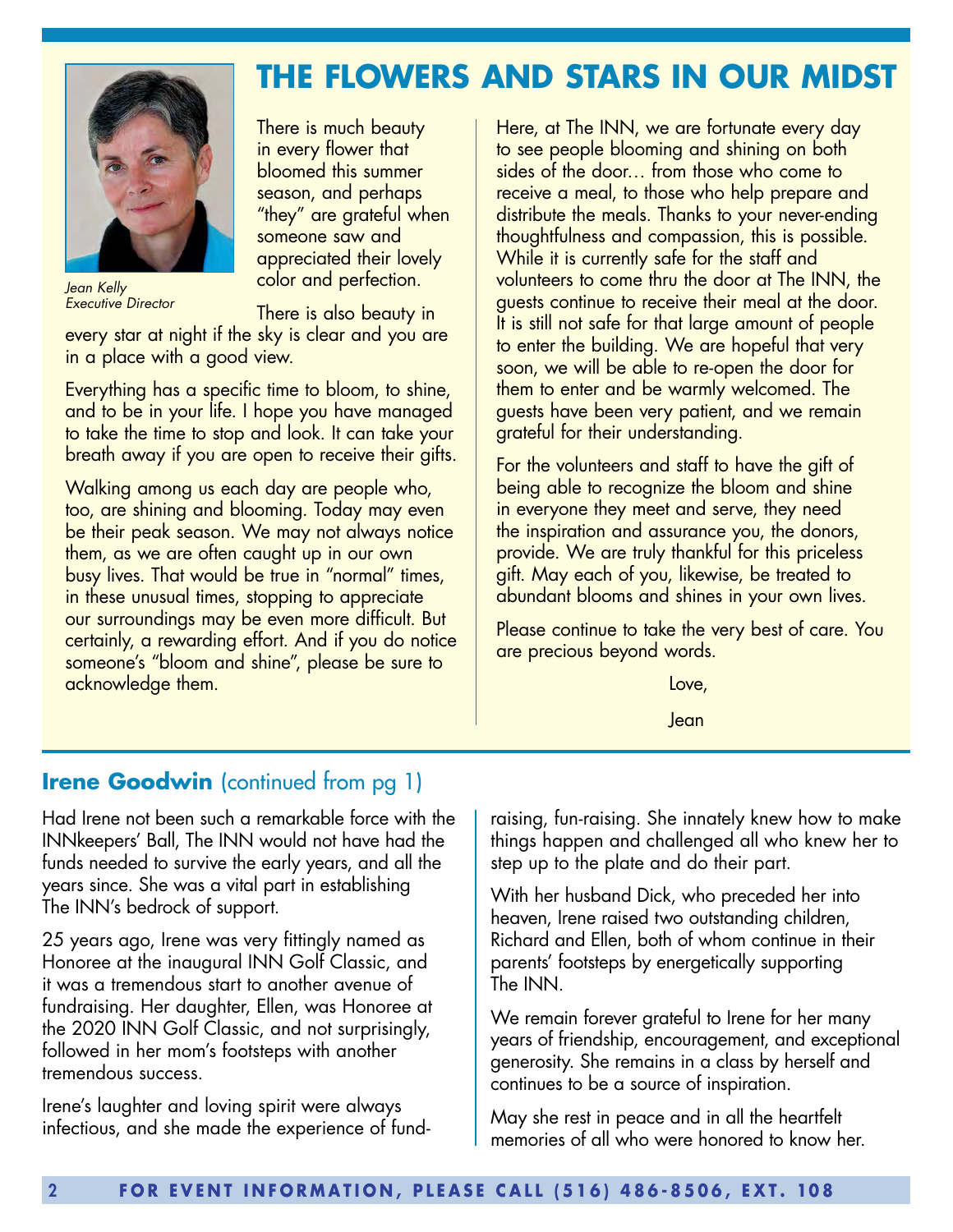# THE FLOWERS AND STARS IN OUR MIDST

*Jean Kelly*
*Executive Director*

There is much beauty in every flower that bloomed this summer season, and perhaps "they" are grateful when someone saw and appreciated their lovely color and perfection.

There is also beauty in every star at night if the sky is clear and you are in a place with a good view.

Everything has a specific time to bloom, to shine, and to be in your life. I hope you have managed to take the time to stop and look. It can take your breath away if you are open to receive their gifts.

Walking among us each day are people who, too, are shining and blooming. Today may even be their peak season. We may not always notice them, as we are often caught up in our own busy lives. That would be true in "normal" times, in these unusual times, stopping to appreciate our surroundings may be even more difficult. But certainly, a rewarding effort. And if you do notice someone's "bloom and shine", please be sure to acknowledge them.

Here, at The INN, we are fortunate every day to see people blooming and shining on both sides of the door… from those who come to receive a meal, to those who help prepare and distribute the meals. Thanks to your never-ending thoughtfulness and compassion, this is possible. While it is currently safe for the staff and volunteers to come thru the door at The INN, the guests continue to receive their meal at the door. It is still not safe for that large amount of people to enter the building. We are hopeful that very soon, we will be able to re-open the door for them to enter and be warmly welcomed. The guests have been very patient, and we remain grateful for their understanding.

For the volunteers and staff to have the gift of being able to recognize the bloom and shine in everyone they meet and serve, they need the inspiration and assurance you, the donors, provide. We are truly thankful for this priceless gift. May each of you, likewise, be treated to abundant blooms and shines in your own lives.

Please continue to take the very best of care. You are precious beyond words.

Love,

Jean

## **Irene Goodwin** (continued from pg 1)

Had Irene not been such a remarkable force with the INNkeepers' Ball, The INN would not have had the funds needed to survive the early years, and all the years since. She was a vital part in establishing The INN's bedrock of support.

25 years ago, Irene was very fittingly named as Honoree at the inaugural INN Golf Classic, and it was a tremendous start to another avenue of fundraising. Her daughter, Ellen, was Honoree at the 2020 INN Golf Classic, and not surprisingly, followed in her mom's footsteps with another tremendous success.

Irene's laughter and loving spirit were always infectious, and she made the experience of fund-raising, fun-raising. She innately knew how to make things happen and challenged all who knew her to step up to the plate and do their part.

With her husband Dick, who preceded her into heaven, Irene raised two outstanding children, Richard and Ellen, both of whom continue in their parents' footsteps by energetically supporting The INN.

We remain forever grateful to Irene for her many years of friendship, encouragement, and exceptional generosity. She remains in a class by herself and continues to be a source of inspiration.

May she rest in peace and in all the heartfelt memories of all who were honored to know her.

**FOR EVENT INFORMATION, PLEASE CALL (516) 486-8506, EXT. 108**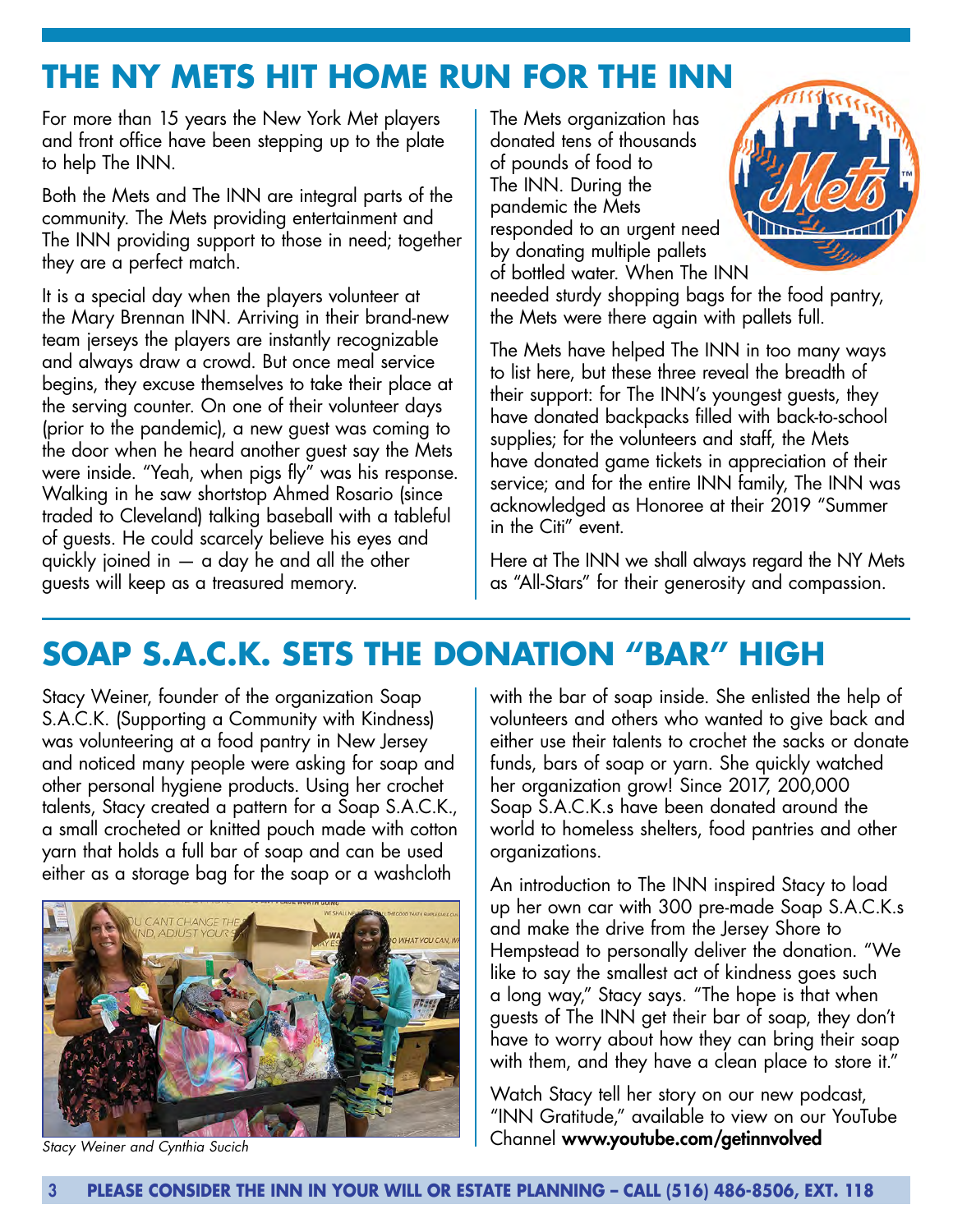## THE NY METS HIT HOME RUN FOR THE INN

For more than 15 years the New York Met players and front office have been stepping up to the plate to help The INN.

Both the Mets and The INN are integral parts of the community. The Mets providing entertainment and The INN providing support to those in need; together they are a perfect match.

It is a special day when the players volunteer at the Mary Brennan INN. Arriving in their brand-new team jerseys the players are instantly recognizable and always draw a crowd. But once meal service begins, they excuse themselves to take their place at the serving counter. On one of their volunteer days (prior to the pandemic), a new guest was coming to the door when he heard another guest say the Mets were inside. "Yeah, when pigs fly" was his response. Walking in he saw shortstop Ahmed Rosario (since traded to Cleveland) talking baseball with a tableful of guests. He could scarcely believe his eyes and quickly joined in — a day he and all the other guests will keep as a treasured memory.

The Mets organization has donated tens of thousands of pounds of food to The INN. During the pandemic the Mets responded to an urgent need by donating multiple pallets of bottled water. When The INN needed sturdy shopping bags for the food pantry, the Mets were there again with pallets full.

The Mets have helped The INN in too many ways to list here, but these three reveal the breadth of their support: for The INN's youngest guests, they have donated backpacks filled with back-to-school supplies; for the volunteers and staff, the Mets have donated game tickets in appreciation of their service; and for the entire INN family, The INN was acknowledged as Honoree at their 2019 "Summer in the Citi" event.

Here at The INN we shall always regard the NY Mets as "All-Stars" for their generosity and compassion.

## SOAP S.A.C.K. SETS THE DONATION "BAR" HIGH

Stacy Weiner, founder of the organization Soap S.A.C.K. (Supporting a Community with Kindness) was volunteering at a food pantry in New Jersey and noticed many people were asking for soap and other personal hygiene products. Using her crochet talents, Stacy created a pattern for a Soap S.A.C.K., a small crocheted or knitted pouch made with cotton yarn that holds a full bar of soap and can be used either as a storage bag for the soap or a washcloth with the bar of soap inside. She enlisted the help of volunteers and others who wanted to give back and either use their talents to crochet the sacks or donate funds, bars of soap or yarn. She quickly watched her organization grow! Since 2017, 200,000 Soap S.A.C.K.s have been donated around the world to homeless shelters, food pantries and other organizations.

*Stacy Weiner and Cynthia Sucich*

An introduction to The INN inspired Stacy to load up her own car with 300 pre-made Soap S.A.C.K.s and make the drive from the Jersey Shore to Hempstead to personally deliver the donation. "We like to say the smallest act of kindness goes such a long way," Stacy says. "The hope is that when guests of The INN get their bar of soap, they don't have to worry about how they can bring their soap with them, and they have a clean place to store it."

Watch Stacy tell her story on our new podcast, "INN Gratitude," available to view on our YouTube Channel **www.youtube.com/getinnvolved**

**PLEASE CONSIDER THE INN IN YOUR WILL OR ESTATE PLANNING – CALL (516) 486-8506, EXT. 118**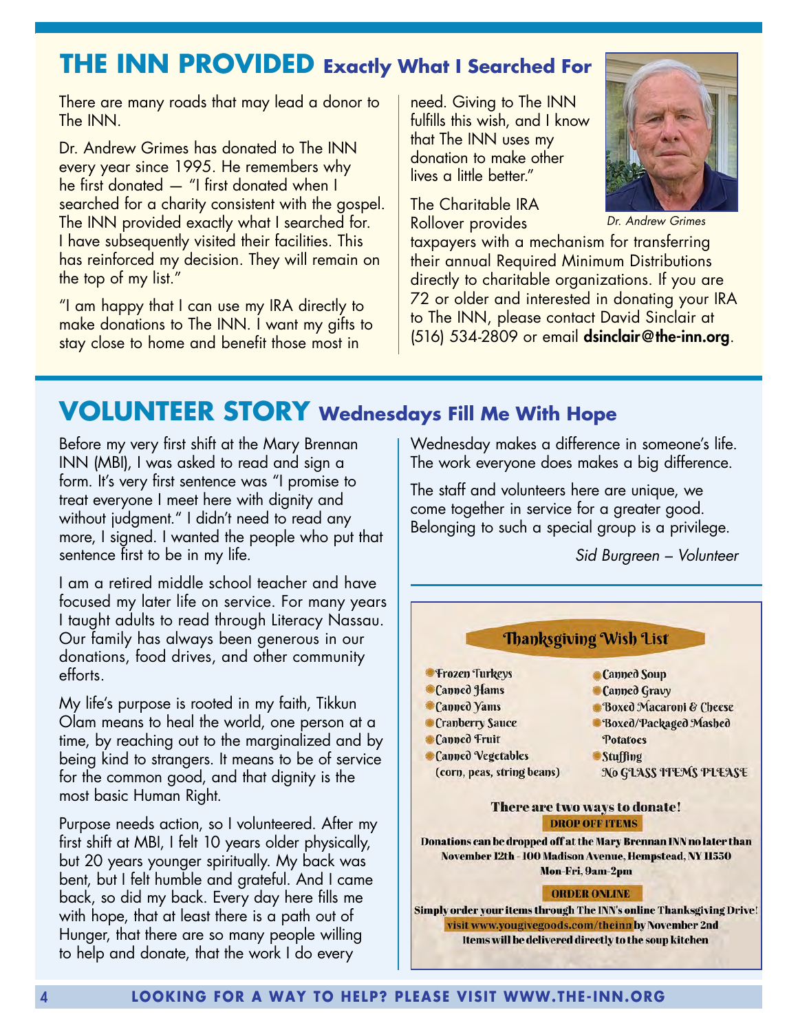## THE INN PROVIDED Exactly What I Searched For

There are many roads that may lead a donor to The INN.

Dr. Andrew Grimes has donated to The INN every year since 1995. He remembers why he first donated — "I first donated when I searched for a charity consistent with the gospel. The INN provided exactly what I searched for. I have subsequently visited their facilities. This has reinforced my decision. They will remain on the top of my list."

"I am happy that I can use my IRA directly to make donations to The INN. I want my gifts to stay close to home and benefit those most in need. Giving to The INN fulfills this wish, and I know that The INN uses my donation to make other lives a little better."

*Dr. Andrew Grimes*

The Charitable IRA Rollover provides taxpayers with a mechanism for transferring their annual Required Minimum Distributions directly to charitable organizations. If you are 72 or older and interested in donating your IRA to The INN, please contact David Sinclair at (516) 534-2809 or email **dsinclair@the-inn.org**.

## VOLUNTEER STORY Wednesdays Fill Me With Hope

Before my very first shift at the Mary Brennan INN (MBI), I was asked to read and sign a form. It's very first sentence was "I promise to treat everyone I meet here with dignity and without judgment." I didn't need to read any more, I signed. I wanted the people who put that sentence first to be in my life.

I am a retired middle school teacher and have focused my later life on service. For many years I taught adults to read through Literacy Nassau. Our family has always been generous in our donations, food drives, and other community efforts.

My life's purpose is rooted in my faith, Tikkun Olam means to heal the world, one person at a time, by reaching out to the marginalized and by being kind to strangers. It means to be of service for the common good, and that dignity is the most basic Human Right.

Purpose needs action, so I volunteered. After my first shift at MBI, I felt 10 years older physically, but 20 years younger spiritually. My back was bent, but I felt humble and grateful. And I came back, so did my back. Every day here fills me with hope, that at least there is a path out of Hunger, that there are so many people willing to help and donate, that the work I do every Wednesday makes a difference in someone's life. The work everyone does makes a big difference.

The staff and volunteers here are unique, we come together in service for a greater good. Belonging to such a special group is a privilege.

*Sid Burgreen – Volunteer*

### Thanksgiving Wish List

- Frozen Turkeys
- Canned Hams
- Canned Yams
- Cranberry Sauce
- Canned Fruit
- Canned Vegetables (corn, peas, string beans)
- Canned Soup
- Canned Gravy
- Boxed Macaroni & Cheese
- Boxed/Packaged Mashed Potatoes
- Stuffing

No GLASS ITEMS PLEASE

**There are two ways to donate!**

**DROP OFF ITEMS**

**Donations can be dropped off at the Mary Brennan INN no later than November 12th - 100 Madison Avenue, Hempstead, NY 11550 Mon-Fri, 9am-2pm**

**ORDER ONLINE**

**Simply order your items through The INN's online Thanksgiving Drive! visit www.yougivegoods.com/theinn by November 2nd Items will be delivered directly to the soup kitchen**

**LOOKING FOR A WAY TO HELP? PLEASE VISIT WWW.THE-INN.ORG**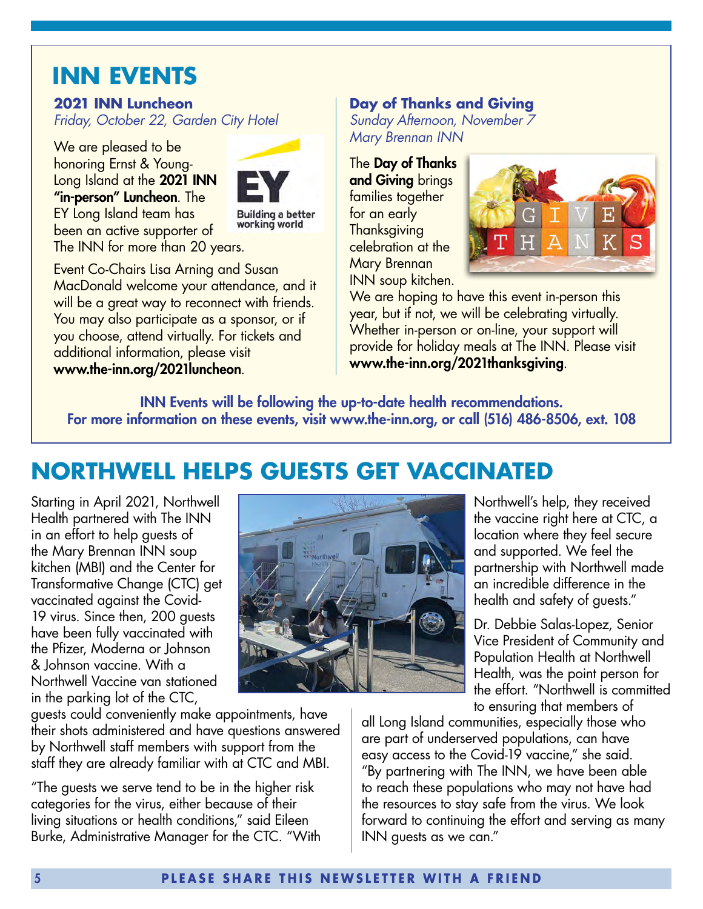# INN EVENTS

### 2021 INN Luncheon

*Friday, October 22, Garden City Hotel*

We are pleased to be honoring Ernst & Young-Long Island at the **2021 INN "in-person" Luncheon**. The EY Long Island team has been an active supporter of The INN for more than 20 years.

Event Co-Chairs Lisa Arning and Susan MacDonald welcome your attendance, and it will be a great way to reconnect with friends. You may also participate as a sponsor, or if you choose, attend virtually. For tickets and additional information, please visit **www.the-inn.org/2021luncheon**.

### Day of Thanks and Giving

*Sunday Afternoon, November 7*
*Mary Brennan INN*

The **Day of Thanks and Giving** brings families together for an early Thanksgiving celebration at the Mary Brennan INN soup kitchen. We are hoping to have this event in-person this year, but if not, we will be celebrating virtually. Whether in-person or on-line, your support will provide for holiday meals at The INN. Please visit **www.the-inn.org/2021thanksgiving**.

**INN Events will be following the up-to-date health recommendations. For more information on these events, visit www.the-inn.org, or call (516) 486-8506, ext. 108**

# NORTHWELL HELPS GUESTS GET VACCINATED

Starting in April 2021, Northwell Health partnered with The INN in an effort to help guests of the Mary Brennan INN soup kitchen (MBI) and the Center for Transformative Change (CTC) get vaccinated against the Covid-19 virus. Since then, 200 guests have been fully vaccinated with the Pfizer, Moderna or Johnson & Johnson vaccine. With a Northwell Vaccine van stationed in the parking lot of the CTC, guests could conveniently make appointments, have their shots administered and have questions answered by Northwell staff members with support from the staff they are already familiar with at CTC and MBI.

"The guests we serve tend to be in the higher risk categories for the virus, either because of their living situations or health conditions," said Eileen Burke, Administrative Manager for the CTC. "With Northwell's help, they received the vaccine right here at CTC, a location where they feel secure and supported. We feel the partnership with Northwell made an incredible difference in the health and safety of guests."

Dr. Debbie Salas-Lopez, Senior Vice President of Community and Population Health at Northwell Health, was the point person for the effort. "Northwell is committed to ensuring that members of all Long Island communities, especially those who are part of underserved populations, can have easy access to the Covid-19 vaccine," she said. "By partnering with The INN, we have been able to reach these populations who may not have had the resources to stay safe from the virus. We look forward to continuing the effort and serving as many INN guests as we can."

**PLEASE SHARE THIS NEWSLETTER WITH A FRIEND**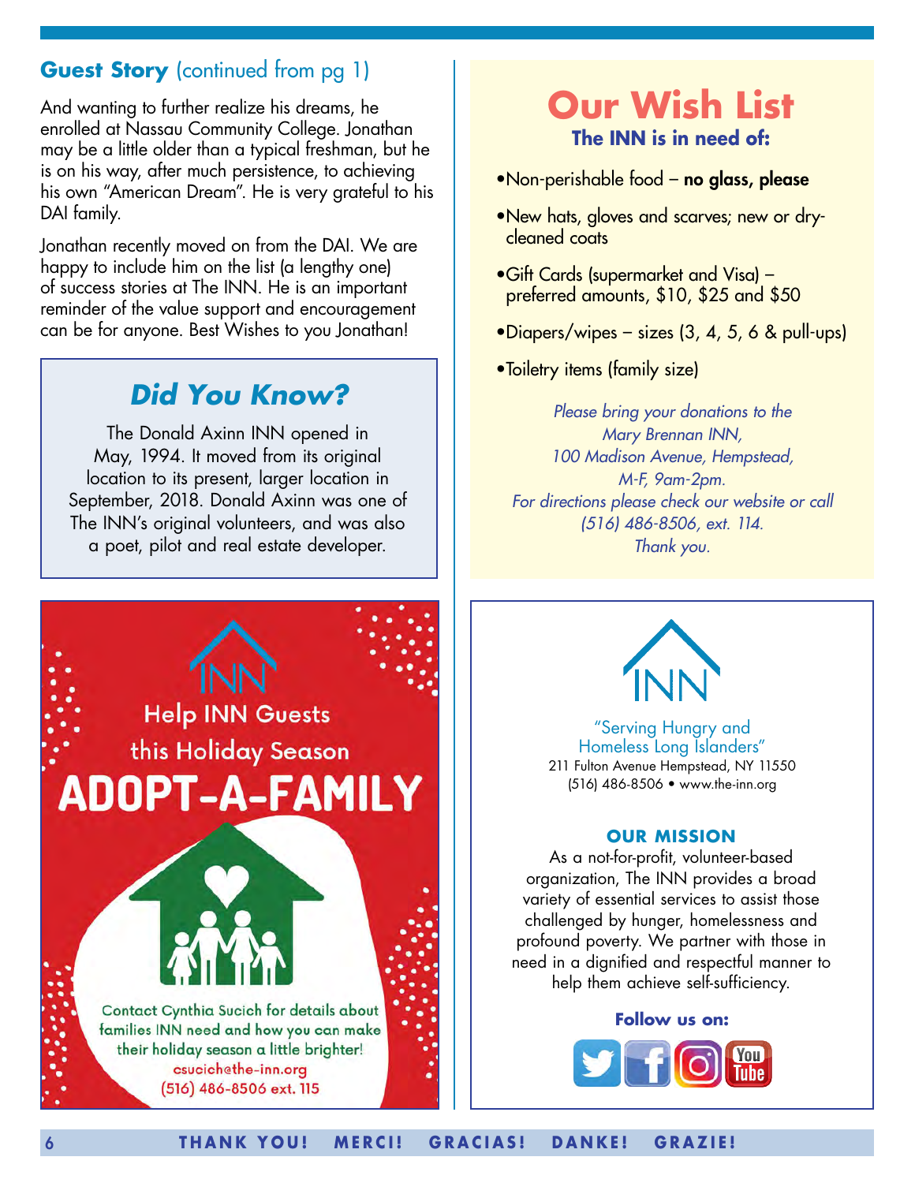## Guest Story (continued from pg 1)

And wanting to further realize his dreams, he enrolled at Nassau Community College. Jonathan may be a little older than a typical freshman, but he is on his way, after much persistence, to achieving his own "American Dream". He is very grateful to his DAI family.

Jonathan recently moved on from the DAI. We are happy to include him on the list (a lengthy one) of success stories at The INN. He is an important reminder of the value support and encouragement can be for anyone. Best Wishes to you Jonathan!

### *Did You Know?*

The Donald Axinn INN opened in May, 1994. It moved from its original location to its present, larger location in September, 2018. Donald Axinn was one of The INN's original volunteers, and was also a poet, pilot and real estate developer.

INN

Help INN Guests this Holiday Season

## ADOPT-A-FAMILY

Contact Cynthia Sucich for details about families INN need and how you can make their holiday season a little brighter!
csucich@the-inn.org
(516) 486-8506 ext. 115

## Our Wish List

**The INN is in need of:**

- Non-perishable food – **no glass, please**
- New hats, gloves and scarves; new or dry-cleaned coats
- Gift Cards (supermarket and Visa) – preferred amounts, $10, $25 and $50
- Diapers/wipes – sizes (3, 4, 5, 6 & pull-ups)
- Toiletry items (family size)

*Please bring your donations to the Mary Brennan INN, 100 Madison Avenue, Hempstead, M-F, 9am-2pm. For directions please check our website or call (516) 486-8506, ext. 114. Thank you.*

INN

"Serving Hungry and Homeless Long Islanders"
211 Fulton Avenue Hempstead, NY 11550
(516) 486-8506 • www.the-inn.org

### OUR MISSION

As a not-for-profit, volunteer-based organization, The INN provides a broad variety of essential services to assist those challenged by hunger, homelessness and profound poverty. We partner with those in need in a dignified and respectful manner to help them achieve self-sufficiency.

**Follow us on:**

THANK YOU! MERCI! GRACIAS! DANKE! GRAZIE!